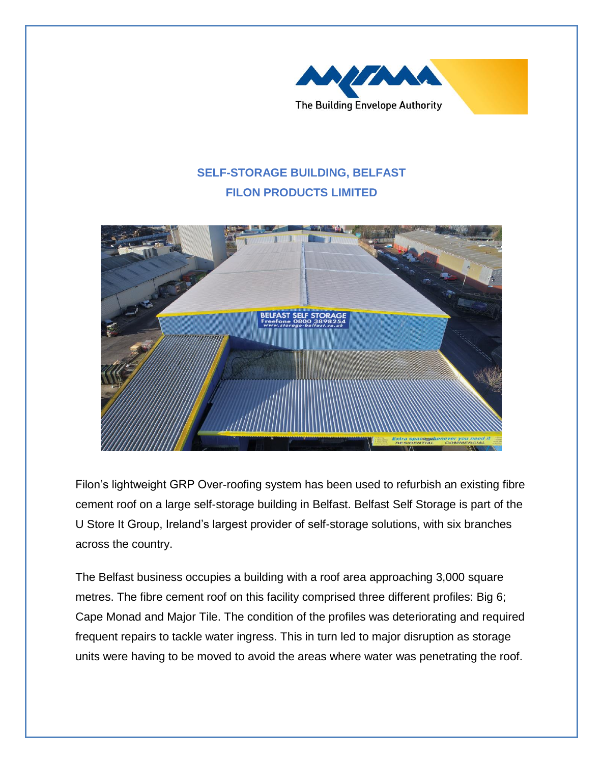# SELF-STORAGE BUILDING, BELFAST

## FILON PRODUCTS LIMITED

Filon's lightweight GRP Over-roofing system has been used to refurbish an existing fibre cement roof on a large self-storage building in Belfast. Belfast Self Storage is part of the U Store It Group, Ireland's largest provider of self-storage solutions, with six branches across the country.

The Belfast business occupies a building with a roof area approaching 3,000 square metres. The fibre cement roof on this facility comprised three different profiles: Big 6; Cape Monad and Major Tile. The condition of the profiles was deteriorating and required frequent repairs to tackle water ingress. This in turn led to major disruption as storage units were having to be moved to avoid the areas where water was penetrating the roof.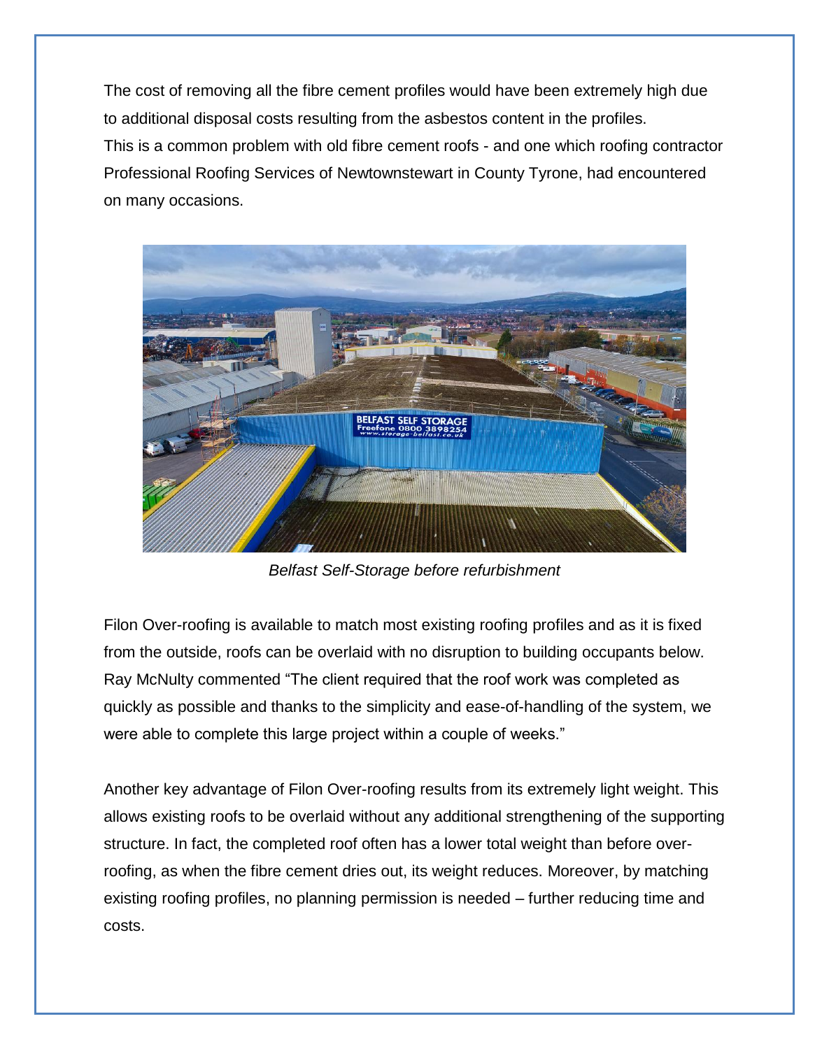The cost of removing all the fibre cement profiles would have been extremely high due to additional disposal costs resulting from the asbestos content in the profiles.
This is a common problem with old fibre cement roofs - and one which roofing contractor Professional Roofing Services of Newtownstewart in County Tyrone, had encountered on many occasions.

*Belfast Self-Storage before refurbishment*

Filon Over-roofing is available to match most existing roofing profiles and as it is fixed from the outside, roofs can be overlaid with no disruption to building occupants below. Ray McNulty commented "The client required that the roof work was completed as quickly as possible and thanks to the simplicity and ease-of-handling of the system, we were able to complete this large project within a couple of weeks."

Another key advantage of Filon Over-roofing results from its extremely light weight. This allows existing roofs to be overlaid without any additional strengthening of the supporting structure. In fact, the completed roof often has a lower total weight than before over-roofing, as when the fibre cement dries out, its weight reduces. Moreover, by matching existing roofing profiles, no planning permission is needed – further reducing time and costs.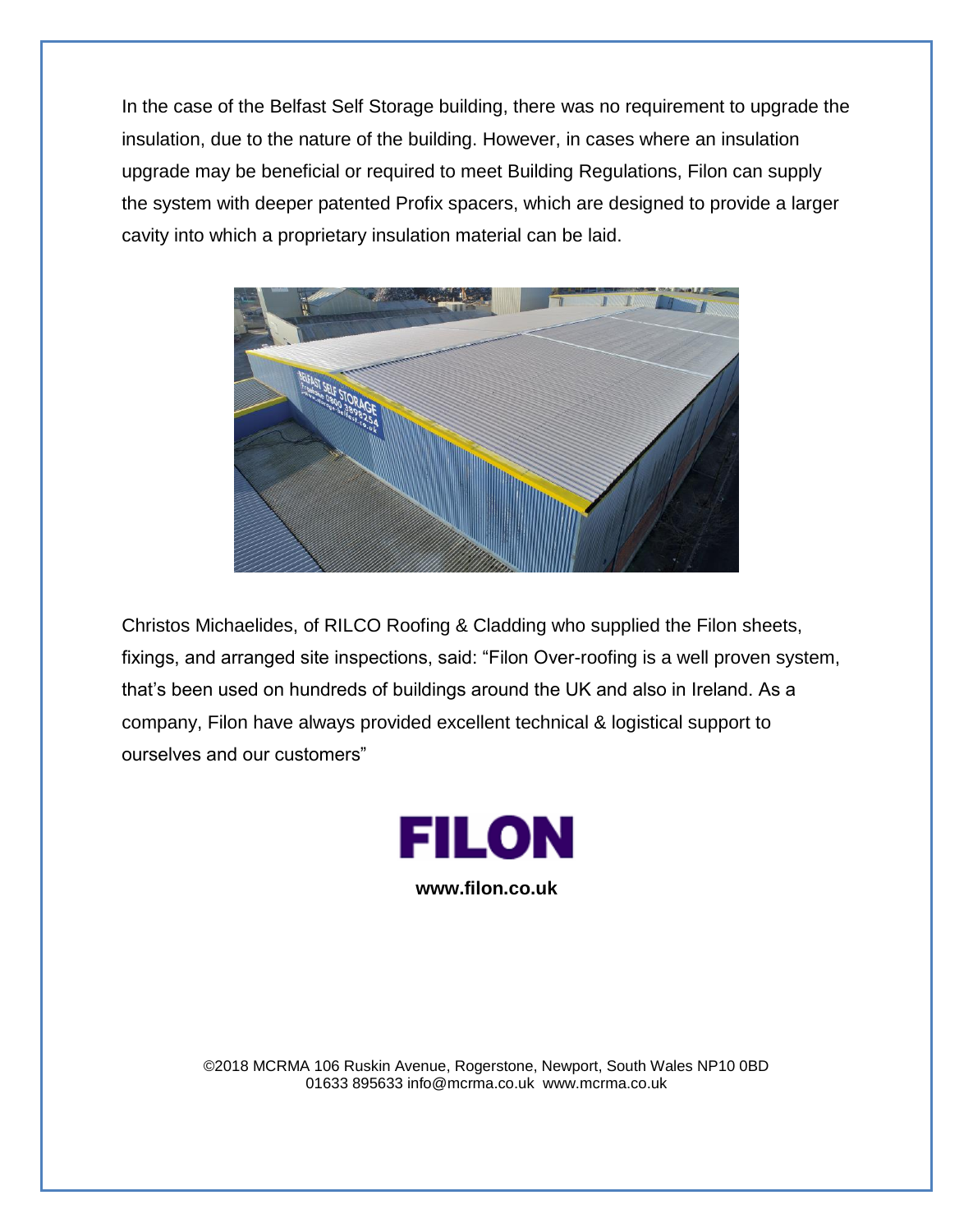In the case of the Belfast Self Storage building, there was no requirement to upgrade the insulation, due to the nature of the building. However, in cases where an insulation upgrade may be beneficial or required to meet Building Regulations, Filon can supply the system with deeper patented Profix spacers, which are designed to provide a larger cavity into which a proprietary insulation material can be laid.

Christos Michaelides, of RILCO Roofing & Cladding who supplied the Filon sheets, fixings, and arranged site inspections, said: “Filon Over-roofing is a well proven system, that’s been used on hundreds of buildings around the UK and also in Ireland. As a company, Filon have always provided excellent technical & logistical support to ourselves and our customers”

FILON

**www.filon.co.uk**

©2018 MCRMA 106 Ruskin Avenue, Rogerstone, Newport, South Wales NP10 0BD
01633 895633 info@mcrma.co.uk www.mcrma.co.uk